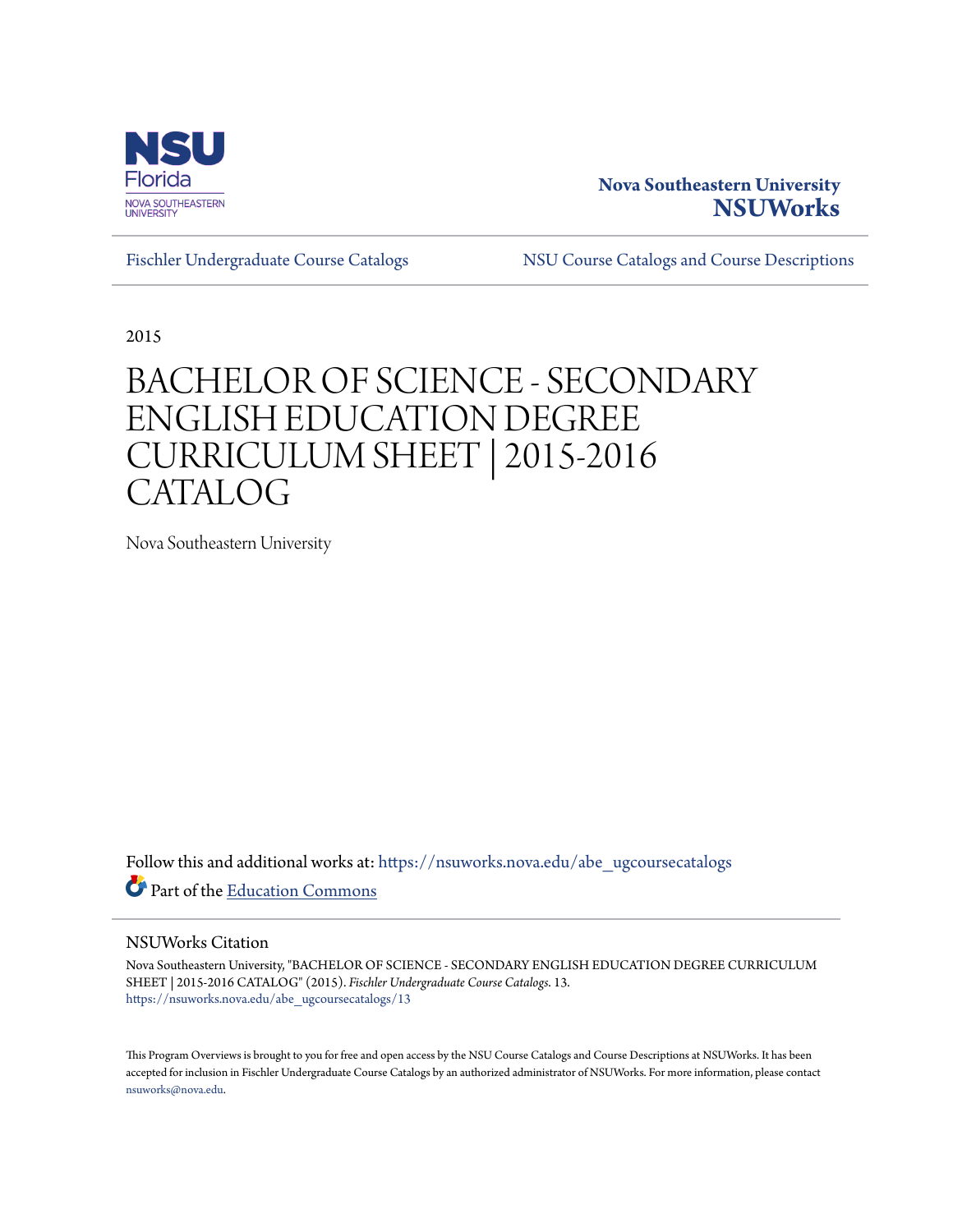Nova Southeastern University

**NSUWorks**

Fischler Undergraduate Course Catalogs | NSU Course Catalogs and Course Descriptions

2015

# BACHELOR OF SCIENCE - SECONDARY ENGLISH EDUCATION DEGREE CURRICULUM SHEET | 2015-2016 CATALOG

Nova Southeastern University

Follow this and additional works at: https://nsuworks.nova.edu/abe_ugcoursecatalogs

Part of the Education Commons

## NSUWorks Citation

Nova Southeastern University, "BACHELOR OF SCIENCE - SECONDARY ENGLISH EDUCATION DEGREE CURRICULUM SHEET | 2015-2016 CATALOG" (2015). *Fischler Undergraduate Course Catalogs*. 13.
https://nsuworks.nova.edu/abe_ugcoursecatalogs/13

This Program Overviews is brought to you for free and open access by the NSU Course Catalogs and Course Descriptions at NSUWorks. It has been accepted for inclusion in Fischler Undergraduate Course Catalogs by an authorized administrator of NSUWorks. For more information, please contact nsuworks@nova.edu.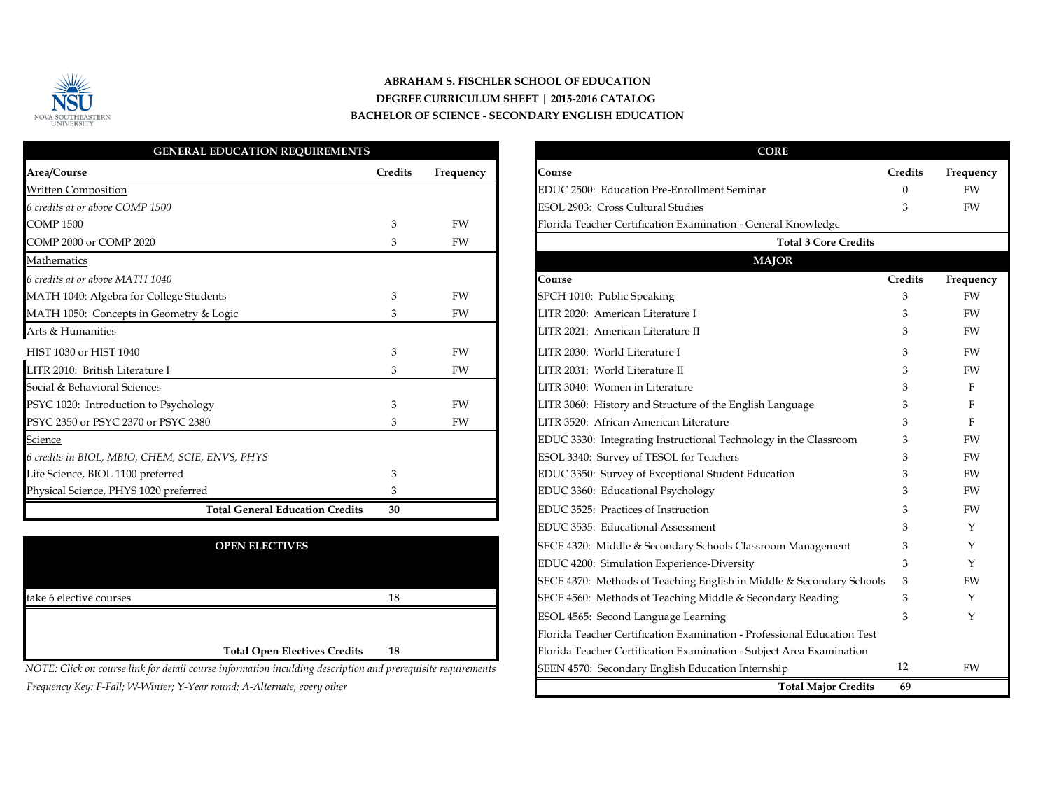**ABRAHAM S. FISCHLER SCHOOL OF EDUCATION**
**DEGREE CURRICULUM SHEET | 2015-2016 CATALOG**
**BACHELOR OF SCIENCE - SECONDARY ENGLISH EDUCATION**

## GENERAL EDUCATION REQUIREMENTS

| Area/Course | Credits | Frequency |
|---|---|---|
| Written Composition | | |
| *6 credits at or above COMP 1500* | | |
| COMP 1500 | 3 | FW |
| COMP 2000 or COMP 2020 | 3 | FW |
| Mathematics | | |
| *6 credits at or above MATH 1040* | | |
| MATH 1040: Algebra for College Students | 3 | FW |
| MATH 1050: Concepts in Geometry & Logic | 3 | FW |
| Arts & Humanities | | |
| HIST 1030 or HIST 1040 | 3 | FW |
| LITR 2010: British Literature I | 3 | FW |
| Social & Behavioral Sciences | | |
| PSYC 1020: Introduction to Psychology | 3 | FW |
| PSYC 2350 or PSYC 2370 or PSYC 2380 | 3 | FW |
| Science | | |
| *6 credits in BIOL, MBIO, CHEM, SCIE, ENVS, PHYS* | | |
| Life Science, BIOL 1100 preferred | 3 | |
| Physical Science, PHYS 1020 preferred | 3 | |
| **Total General Education Credits** | **30** | |

## OPEN ELECTIVES

| | | |
|---|---|---|
| take 6 elective courses | 18 | |
| **Total Open Electives Credits** | **18** | |

*NOTE: Click on course link for detail course information inculding description and prerequisite requirements*

*Frequency Key: F-Fall; W-Winter; Y-Year round; A-Alternate, every other*

## CORE

| Course | Credits | Frequency |
|---|---|---|
| EDUC 2500: Education Pre-Enrollment Seminar | 0 | FW |
| ESOL 2903: Cross Cultural Studies | 3 | FW |
| Florida Teacher Certification Examination - General Knowledge | | |
| **Total 3 Core Credits** | | |

## MAJOR

| Course | Credits | Frequency |
|---|---|---|
| SPCH 1010: Public Speaking | 3 | FW |
| LITR 2020: American Literature I | 3 | FW |
| LITR 2021: American Literature II | 3 | FW |
| LITR 2030: World Literature I | 3 | FW |
| LITR 2031: World Literature II | 3 | FW |
| LITR 3040: Women in Literature | 3 | F |
| LITR 3060: History and Structure of the English Language | 3 | F |
| LITR 3520: African-American Literature | 3 | F |
| EDUC 3330: Integrating Instructional Technology in the Classroom | 3 | FW |
| ESOL 3340: Survey of TESOL for Teachers | 3 | FW |
| EDUC 3350: Survey of Exceptional Student Education | 3 | FW |
| EDUC 3360: Educational Psychology | 3 | FW |
| EDUC 3525: Practices of Instruction | 3 | FW |
| EDUC 3535: Educational Assessment | 3 | Y |
| SECE 4320: Middle & Secondary Schools Classroom Management | 3 | Y |
| EDUC 4200: Simulation Experience-Diversity | 3 | Y |
| SECE 4370: Methods of Teaching English in Middle & Secondary Schools | 3 | FW |
| SECE 4560: Methods of Teaching Middle & Secondary Reading | 3 | Y |
| ESOL 4565: Second Language Learning | 3 | Y |
| Florida Teacher Certification Examination - Professional Education Test | | |
| Florida Teacher Certification Examination - Subject Area Examination | | |
| SEEN 4570: Secondary English Education Internship | 12 | FW |
| **Total Major Credits** | **69** | |